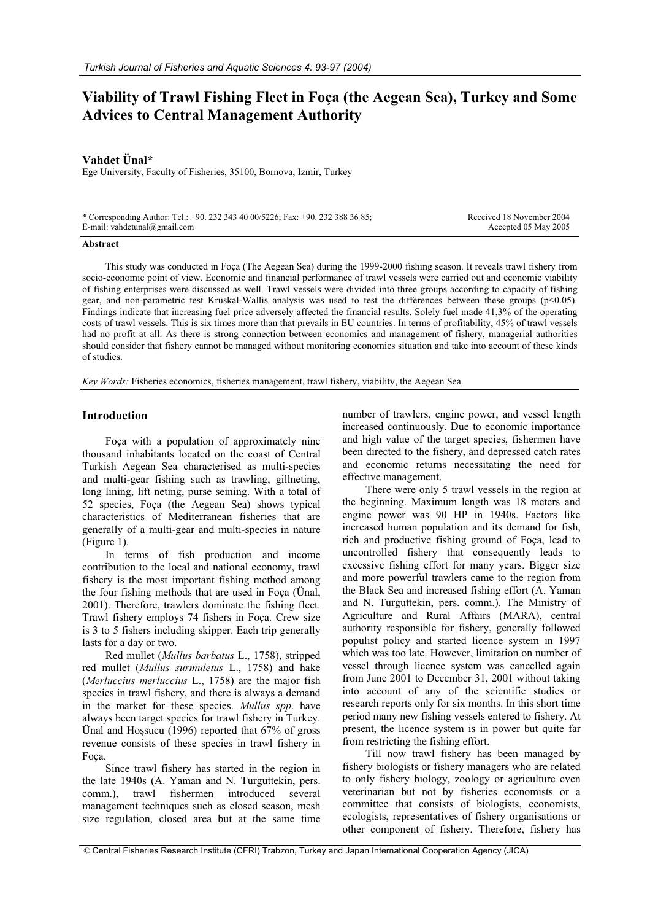# Viability of Trawl Fishing Fleet in Foça (the Aegean Sea), Turkey and Some Advices to Central Management Authority

**Vahdet Ünal***

Ege University, Faculty of Fisheries, 35100, Bornova, Izmir, Turkey

\* Corresponding Author: Tel.: +90. 232 343 40 00/5226; Fax: +90. 232 388 36 85;
E-mail: vahdetunal@gmail.com

Received 18 November 2004
Accepted 05 May 2005

### Abstract

This study was conducted in Foça (The Aegean Sea) during the 1999-2000 fishing season. It reveals trawl fishery from socio-economic point of view. Economic and financial performance of trawl vessels were carried out and economic viability of fishing enterprises were discussed as well. Trawl vessels were divided into three groups according to capacity of fishing gear, and non-parametric test Kruskal-Wallis analysis was used to test the differences between these groups ($p<0.05$). Findings indicate that increasing fuel price adversely affected the financial results. Solely fuel made 41,3% of the operating costs of trawl vessels. This is six times more than that prevails in EU countries. In terms of profitability, 45% of trawl vessels had no profit at all. As there is strong connection between economics and management of fishery, managerial authorities should consider that fishery cannot be managed without monitoring economics situation and take into account of these kinds of studies.

*Key Words:* Fisheries economics, fisheries management, trawl fishery, viability, the Aegean Sea.

## Introduction

Foça with a population of approximately nine thousand inhabitants located on the coast of Central Turkish Aegean Sea characterised as multi-species and multi-gear fishing such as trawling, gillneting, long lining, lift neting, purse seining. With a total of 52 species, Foça (the Aegean Sea) shows typical characteristics of Mediterranean fisheries that are generally of a multi-gear and multi-species in nature (Figure 1).

In terms of fish production and income contribution to the local and national economy, trawl fishery is the most important fishing method among the four fishing methods that are used in Foça (Ünal, 2001). Therefore, trawlers dominate the fishing fleet. Trawl fishery employs 74 fishers in Foça. Crew size is 3 to 5 fishers including skipper. Each trip generally lasts for a day or two.

Red mullet (*Mullus barbatus* L., 1758), stripped red mullet (*Mullus surmuletus* L., 1758) and hake (*Merluccius merluccius* L., 1758) are the major fish species in trawl fishery, and there is always a demand in the market for these species. *Mullus spp*. have always been target species for trawl fishery in Turkey. Ünal and Hoșsucu (1996) reported that 67% of gross revenue consists of these species in trawl fishery in Foça.

Since trawl fishery has started in the region in the late 1940s (A. Yaman and N. Turguttekin, pers. comm.), trawl fishermen introduced several management techniques such as closed season, mesh size regulation, closed area but at the same time number of trawlers, engine power, and vessel length increased continuously. Due to economic importance and high value of the target species, fishermen have been directed to the fishery, and depressed catch rates and economic returns necessitating the need for effective management.

There were only 5 trawl vessels in the region at the beginning. Maximum length was 18 meters and engine power was 90 HP in 1940s. Factors like increased human population and its demand for fish, rich and productive fishing ground of Foça, lead to uncontrolled fishery that consequently leads to excessive fishing effort for many years. Bigger size and more powerful trawlers came to the region from the Black Sea and increased fishing effort (A. Yaman and N. Turguttekin, pers. comm.). The Ministry of Agriculture and Rural Affairs (MARA), central authority responsible for fishery, generally followed populist policy and started licence system in 1997 which was too late. However, limitation on number of vessel through licence system was cancelled again from June 2001 to December 31, 2001 without taking into account of any of the scientific studies or research reports only for six months. In this short time period many new fishing vessels entered to fishery. At present, the licence system is in power but quite far from restricting the fishing effort.

Till now trawl fishery has been managed by fishery biologists or fishery managers who are related to only fishery biology, zoology or agriculture even veterinarian but not by fisheries economists or a committee that consists of biologists, economists, ecologists, representatives of fishery organisations or other component of fishery. Therefore, fishery has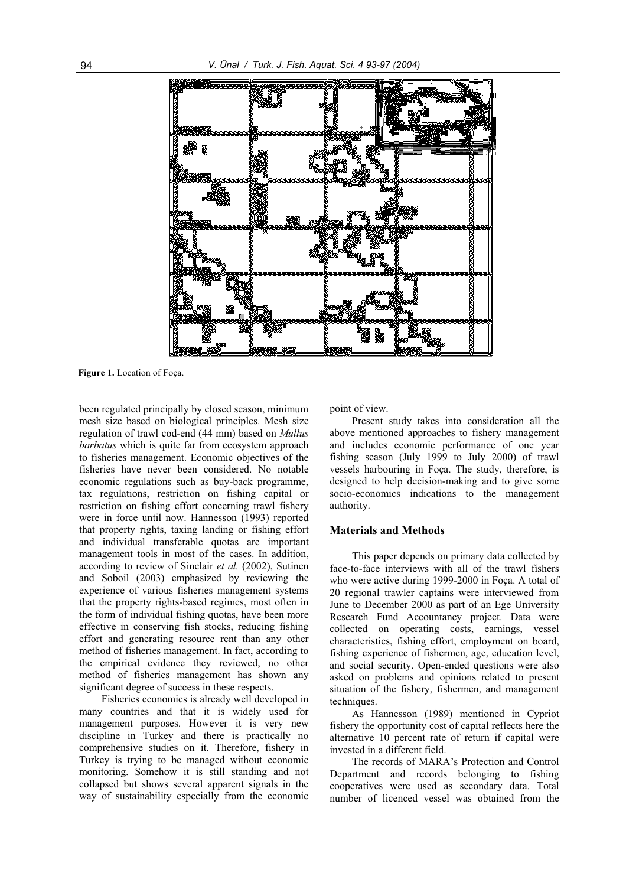Figure 1. Location of Foça.

been regulated principally by closed season, minimum mesh size based on biological principles. Mesh size regulation of trawl cod-end (44 mm) based on *Mullus barbatus* which is quite far from ecosystem approach to fisheries management. Economic objectives of the fisheries have never been considered. No notable economic regulations such as buy-back programme, tax regulations, restriction on fishing capital or restriction on fishing effort concerning trawl fishery were in force until now. Hannesson (1993) reported that property rights, taxing landing or fishing effort and individual transferable quotas are important management tools in most of the cases. In addition, according to review of Sinclair *et al.* (2002), Sutinen and Soboil (2003) emphasized by reviewing the experience of various fisheries management systems that the property rights-based regimes, most often in the form of individual fishing quotas, have been more effective in conserving fish stocks, reducing fishing effort and generating resource rent than any other method of fisheries management. In fact, according to the empirical evidence they reviewed, no other method of fisheries management has shown any significant degree of success in these respects.

Fisheries economics is already well developed in many countries and that it is widely used for management purposes. However it is very new discipline in Turkey and there is practically no comprehensive studies on it. Therefore, fishery in Turkey is trying to be managed without economic monitoring. Somehow it is still standing and not collapsed but shows several apparent signals in the way of sustainability especially from the economic point of view.

Present study takes into consideration all the above mentioned approaches to fishery management and includes economic performance of one year fishing season (July 1999 to July 2000) of trawl vessels harbouring in Foça. The study, therefore, is designed to help decision-making and to give some socio-economics indications to the management authority.

## Materials and Methods

This paper depends on primary data collected by face-to-face interviews with all of the trawl fishers who were active during 1999-2000 in Foça. A total of 20 regional trawler captains were interviewed from June to December 2000 as part of an Ege University Research Fund Accountancy project. Data were collected on operating costs, earnings, vessel characteristics, fishing effort, employment on board, fishing experience of fishermen, age, education level, and social security. Open-ended questions were also asked on problems and opinions related to present situation of the fishery, fishermen, and management techniques.

As Hannesson (1989) mentioned in Cypriot fishery the opportunity cost of capital reflects here the alternative 10 percent rate of return if capital were invested in a different field.

The records of MARA's Protection and Control Department and records belonging to fishing cooperatives were used as secondary data. Total number of licenced vessel was obtained from the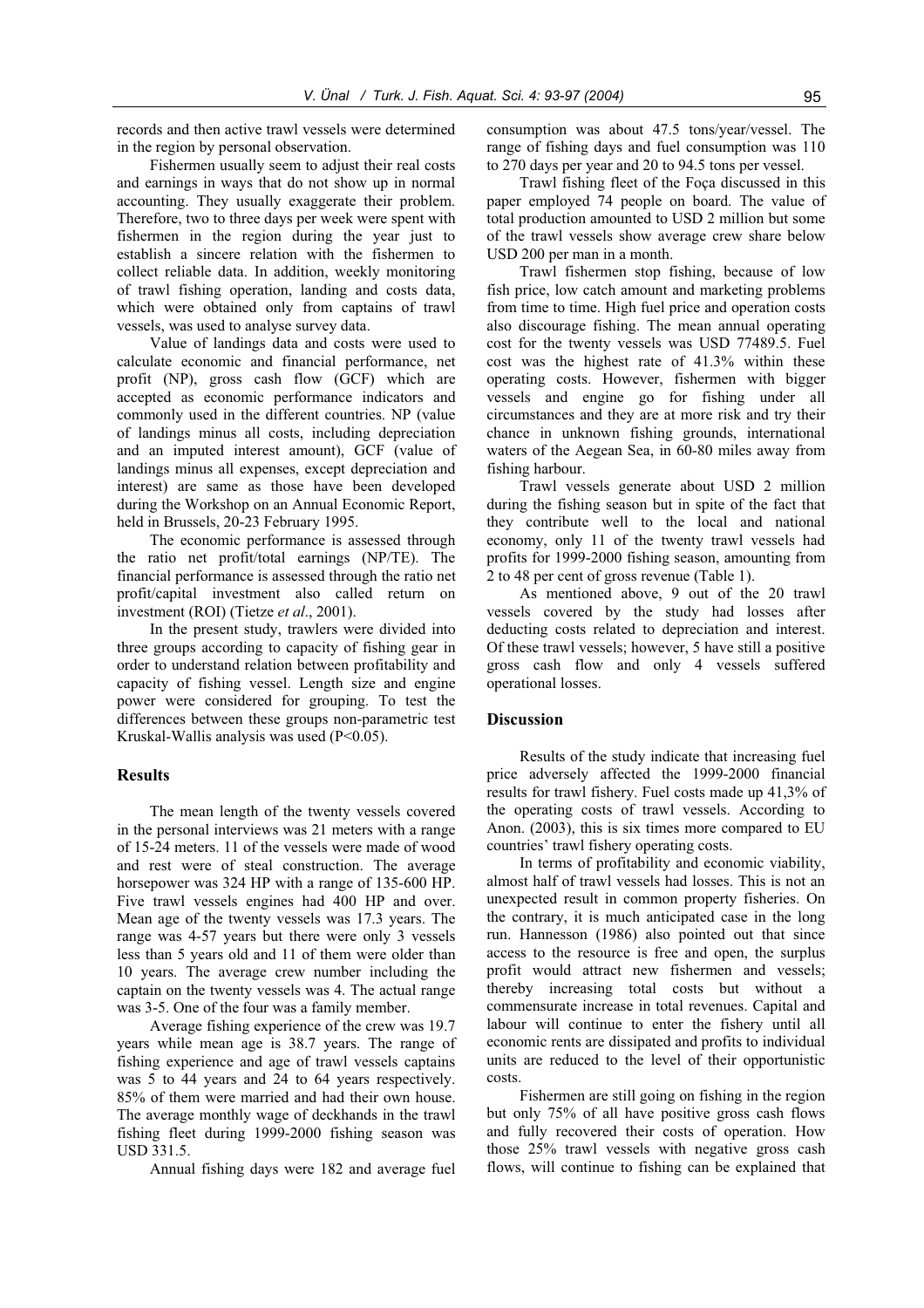records and then active trawl vessels were determined in the region by personal observation.

Fishermen usually seem to adjust their real costs and earnings in ways that do not show up in normal accounting. They usually exaggerate their problem. Therefore, two to three days per week were spent with fishermen in the region during the year just to establish a sincere relation with the fishermen to collect reliable data. In addition, weekly monitoring of trawl fishing operation, landing and costs data, which were obtained only from captains of trawl vessels, was used to analyse survey data.

Value of landings data and costs were used to calculate economic and financial performance, net profit (NP), gross cash flow (GCF) which are accepted as economic performance indicators and commonly used in the different countries. NP (value of landings minus all costs, including depreciation and an imputed interest amount), GCF (value of landings minus all expenses, except depreciation and interest) are same as those have been developed during the Workshop on an Annual Economic Report, held in Brussels, 20-23 February 1995.

The economic performance is assessed through the ratio net profit/total earnings (NP/TE). The financial performance is assessed through the ratio net profit/capital investment also called return on investment (ROI) (Tietze *et al*., 2001).

In the present study, trawlers were divided into three groups according to capacity of fishing gear in order to understand relation between profitability and capacity of fishing vessel. Length size and engine power were considered for grouping. To test the differences between these groups non-parametric test Kruskal-Wallis analysis was used ($P<0.05$).

## Results

The mean length of the twenty vessels covered in the personal interviews was 21 meters with a range of 15-24 meters. 11 of the vessels were made of wood and rest were of steal construction. The average horsepower was 324 HP with a range of 135-600 HP. Five trawl vessels engines had 400 HP and over. Mean age of the twenty vessels was 17.3 years. The range was 4-57 years but there were only 3 vessels less than 5 years old and 11 of them were older than 10 years. The average crew number including the captain on the twenty vessels was 4. The actual range was 3-5. One of the four was a family member.

Average fishing experience of the crew was 19.7 years while mean age is 38.7 years. The range of fishing experience and age of trawl vessels captains was 5 to 44 years and 24 to 64 years respectively. 85% of them were married and had their own house. The average monthly wage of deckhands in the trawl fishing fleet during 1999-2000 fishing season was USD 331.5.

Annual fishing days were 182 and average fuel consumption was about 47.5 tons/year/vessel. The range of fishing days and fuel consumption was 110 to 270 days per year and 20 to 94.5 tons per vessel.

Trawl fishing fleet of the Foça discussed in this paper employed 74 people on board. The value of total production amounted to USD 2 million but some of the trawl vessels show average crew share below USD 200 per man in a month.

Trawl fishermen stop fishing, because of low fish price, low catch amount and marketing problems from time to time. High fuel price and operation costs also discourage fishing. The mean annual operating cost for the twenty vessels was USD 77489.5. Fuel cost was the highest rate of 41.3% within these operating costs. However, fishermen with bigger vessels and engine go for fishing under all circumstances and they are at more risk and try their chance in unknown fishing grounds, international waters of the Aegean Sea, in 60-80 miles away from fishing harbour.

Trawl vessels generate about USD 2 million during the fishing season but in spite of the fact that they contribute well to the local and national economy, only 11 of the twenty trawl vessels had profits for 1999-2000 fishing season, amounting from 2 to 48 per cent of gross revenue (Table 1).

As mentioned above, 9 out of the 20 trawl vessels covered by the study had losses after deducting costs related to depreciation and interest. Of these trawl vessels; however, 5 have still a positive gross cash flow and only 4 vessels suffered operational losses.

## Discussion

Results of the study indicate that increasing fuel price adversely affected the 1999-2000 financial results for trawl fishery. Fuel costs made up 41,3% of the operating costs of trawl vessels. According to Anon. (2003), this is six times more compared to EU countries' trawl fishery operating costs.

In terms of profitability and economic viability, almost half of trawl vessels had losses. This is not an unexpected result in common property fisheries. On the contrary, it is much anticipated case in the long run. Hannesson (1986) also pointed out that since access to the resource is free and open, the surplus profit would attract new fishermen and vessels; thereby increasing total costs but without a commensurate increase in total revenues. Capital and labour will continue to enter the fishery until all economic rents are dissipated and profits to individual units are reduced to the level of their opportunistic costs.

Fishermen are still going on fishing in the region but only 75% of all have positive gross cash flows and fully recovered their costs of operation. How those 25% trawl vessels with negative gross cash flows, will continue to fishing can be explained that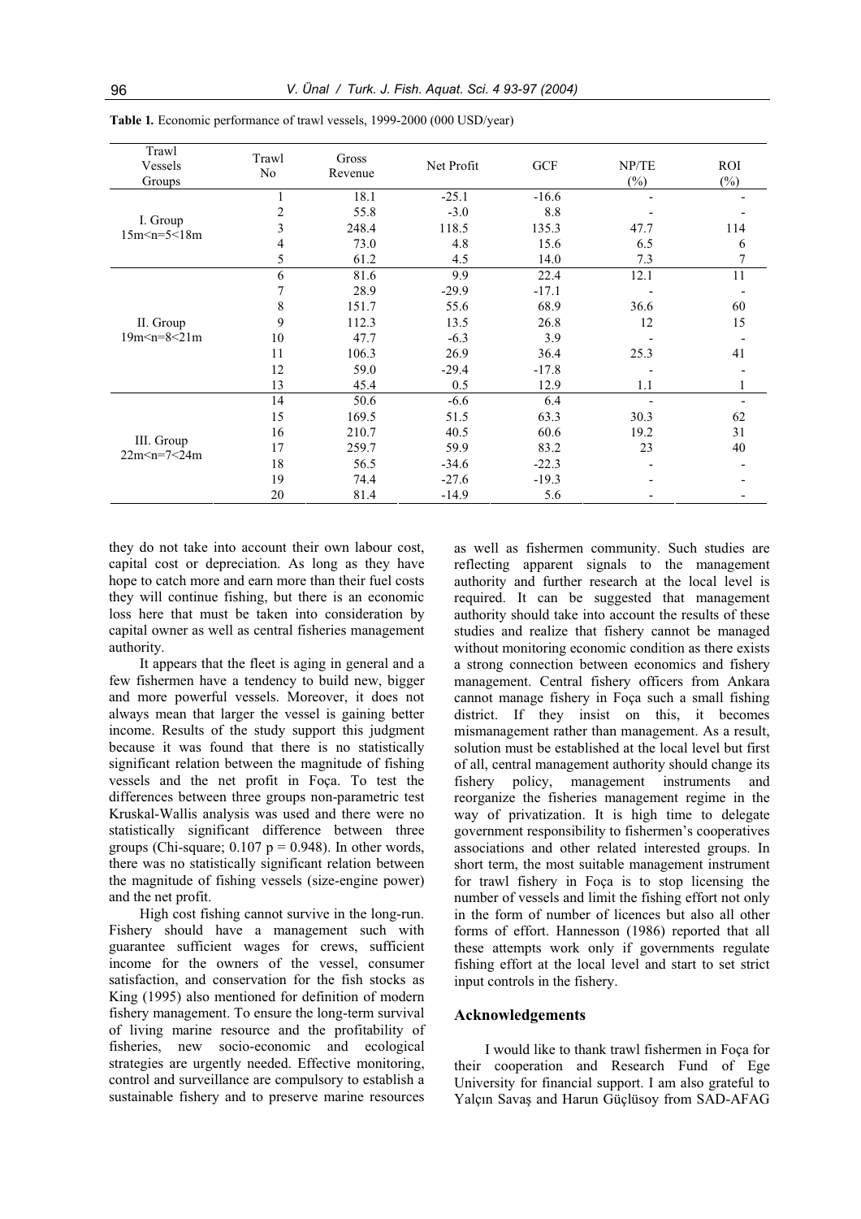**Table 1.** Economic performance of trawl vessels, 1999-2000 (000 USD/year)

| Trawl Vessels Groups | Trawl No | Gross Revenue | Net Profit | GCF | NP/TE (%) | ROI (%) |
|---|---|---|---|---|---|---|
| I. Group 15m<n=5<18m | 1 | 18.1 | -25.1 | -16.6 | - | - |
| | 2 | 55.8 | -3.0 | 8.8 | - | - |
| | 3 | 248.4 | 118.5 | 135.3 | 47.7 | 114 |
| | 4 | 73.0 | 4.8 | 15.6 | 6.5 | 6 |
| | 5 | 61.2 | 4.5 | 14.0 | 7.3 | 7 |
| II. Group 19m<n=8<21m | 6 | 81.6 | 9.9 | 22.4 | 12.1 | 11 |
| | 7 | 28.9 | -29.9 | -17.1 | - | - |
| | 8 | 151.7 | 55.6 | 68.9 | 36.6 | 60 |
| | 9 | 112.3 | 13.5 | 26.8 | 12 | 15 |
| | 10 | 47.7 | -6.3 | 3.9 | - | - |
| | 11 | 106.3 | 26.9 | 36.4 | 25.3 | 41 |
| | 12 | 59.0 | -29.4 | -17.8 | - | - |
| | 13 | 45.4 | 0.5 | 12.9 | 1.1 | 1 |
| III. Group 22m<n=7<24m | 14 | 50.6 | -6.6 | 6.4 | - | - |
| | 15 | 169.5 | 51.5 | 63.3 | 30.3 | 62 |
| | 16 | 210.7 | 40.5 | 60.6 | 19.2 | 31 |
| | 17 | 259.7 | 59.9 | 83.2 | 23 | 40 |
| | 18 | 56.5 | -34.6 | -22.3 | - | - |
| | 19 | 74.4 | -27.6 | -19.3 | - | - |
| | 20 | 81.4 | -14.9 | 5.6 | - | - |

they do not take into account their own labour cost, capital cost or depreciation. As long as they have hope to catch more and earn more than their fuel costs they will continue fishing, but there is an economic loss here that must be taken into consideration by capital owner as well as central fisheries management authority.

It appears that the fleet is aging in general and a few fishermen have a tendency to build new, bigger and more powerful vessels. Moreover, it does not always mean that larger the vessel is gaining better income. Results of the study support this judgment because it was found that there is no statistically significant relation between the magnitude of fishing vessels and the net profit in Foça. To test the differences between three groups non-parametric test Kruskal-Wallis analysis was used and there were no statistically significant difference between three groups (Chi-square; 0.107 $p = 0.948$). In other words, there was no statistically significant relation between the magnitude of fishing vessels (size-engine power) and the net profit.

High cost fishing cannot survive in the long-run. Fishery should have a management such with guarantee sufficient wages for crews, sufficient income for the owners of the vessel, consumer satisfaction, and conservation for the fish stocks as King (1995) also mentioned for definition of modern fishery management. To ensure the long-term survival of living marine resource and the profitability of fisheries, new socio-economic and ecological strategies are urgently needed. Effective monitoring, control and surveillance are compulsory to establish a sustainable fishery and to preserve marine resources as well as fishermen community. Such studies are reflecting apparent signals to the management authority and further research at the local level is required. It can be suggested that management authority should take into account the results of these studies and realize that fishery cannot be managed without monitoring economic condition as there exists a strong connection between economics and fishery management. Central fishery officers from Ankara cannot manage fishery in Foça such a small fishing district. If they insist on this, it becomes mismanagement rather than management. As a result, solution must be established at the local level but first of all, central management authority should change its fishery policy, management instruments and reorganize the fisheries management regime in the way of privatization. It is high time to delegate government responsibility to fishermen's cooperatives associations and other related interested groups. In short term, the most suitable management instrument for trawl fishery in Foça is to stop licensing the number of vessels and limit the fishing effort not only in the form of number of licences but also all other forms of effort. Hannesson (1986) reported that all these attempts work only if governments regulate fishing effort at the local level and start to set strict input controls in the fishery.

## Acknowledgements

I would like to thank trawl fishermen in Foça for their cooperation and Research Fund of Ege University for financial support. I am also grateful to Yalçın Savaş and Harun Güçlüsoy from SAD-AFAG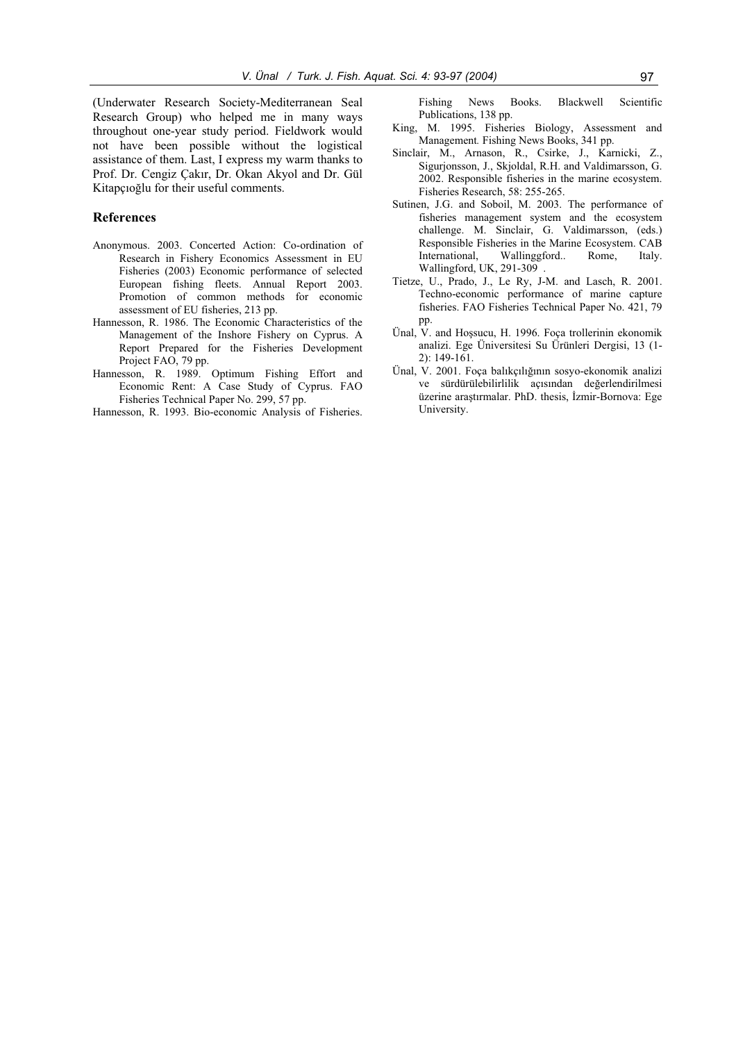(Underwater Research Society-Mediterranean Seal Research Group) who helped me in many ways throughout one-year study period. Fieldwork would not have been possible without the logistical assistance of them. Last, I express my warm thanks to Prof. Dr. Cengiz Çakır, Dr. Okan Akyol and Dr. Gül Kitapçıoğlu for their useful comments.

## References

Anonymous. 2003. Concerted Action: Co-ordination of Research in Fishery Economics Assessment in EU Fisheries (2003) Economic performance of selected European fishing fleets. Annual Report 2003. Promotion of common methods for economic assessment of EU fisheries, 213 pp.

Hannesson, R. 1986. The Economic Characteristics of the Management of the Inshore Fishery on Cyprus. A Report Prepared for the Fisheries Development Project FAO, 79 pp.

Hannesson, R. 1989. Optimum Fishing Effort and Economic Rent: A Case Study of Cyprus. FAO Fisheries Technical Paper No. 299, 57 pp.

Hannesson, R. 1993. Bio-economic Analysis of Fisheries. Fishing News Books. Blackwell Scientific Publications, 138 pp.

King, M. 1995. Fisheries Biology, Assessment and Management. Fishing News Books, 341 pp.

Sinclair, M., Arnason, R., Csirke, J., Karnicki, Z., Sigurjonsson, J., Skjoldal, R.H. and Valdimarsson, G. 2002. Responsible fisheries in the marine ecosystem. Fisheries Research, 58: 255-265.

Sutinen, J.G. and Soboil, M. 2003. The performance of fisheries management system and the ecosystem challenge. M. Sinclair, G. Valdimarsson, (eds.) Responsible Fisheries in the Marine Ecosystem. CAB International, Wallinggford.. Rome, Italy. Wallingford, UK, 291-309 .

Tietze, U., Prado, J., Le Ry, J-M. and Lasch, R. 2001. Techno-economic performance of marine capture fisheries. FAO Fisheries Technical Paper No. 421, 79 pp.

Ünal, V. and Hoşsucu, H. 1996. Foça trollerinin ekonomik analizi. Ege Üniversitesi Su Ürünleri Dergisi, 13 (1-2): 149-161.

Ünal, V. 2001. Foça balıkçılığının sosyo-ekonomik analizi ve sürdürülebilirlilik açısından değerlendirilmesi üzerine araştırmalar. PhD. thesis, İzmir-Bornova: Ege University.